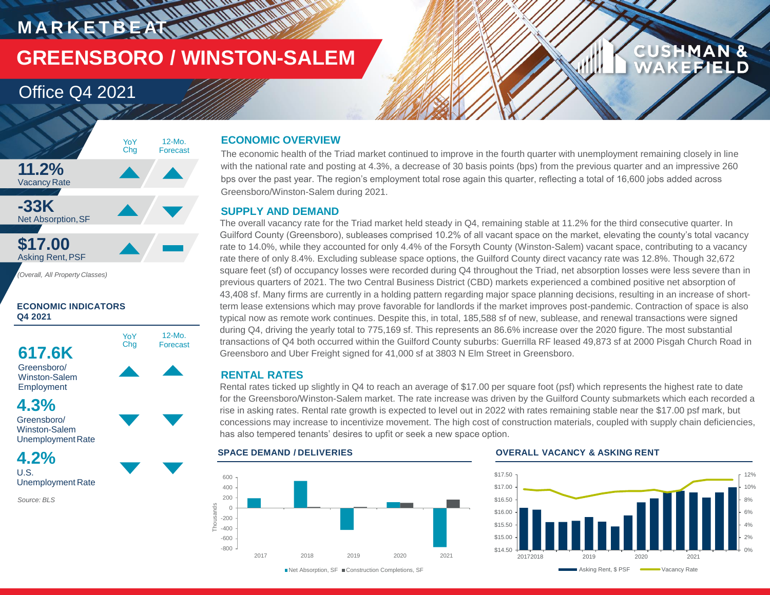# MARKETBEAT

# GREENSBORO / WINSTON-SALEM

## Office Q4 2021

| | YoY Chg | 12-Mo. Forecast |
|---|---|---|
| **11.2%** Vacancy Rate | ▲ | ▲ |
| **-33K** Net Absorption, SF | ▲ | ▼ |
| **$17.00** Asking Rent, PSF | ▲ | ▬ |

*(Overall, All Property Classes)*

### ECONOMIC INDICATORS Q4 2021

| | YoY Chg | 12-Mo. Forecast |
|---|---|---|
| **617.6K** Greensboro/ Winston-Salem Employment | ▲ | ▲ |
| **4.3%** Greensboro/ Winston-Salem Unemployment Rate | ▼ | ▼ |
| **4.2%** U.S. Unemployment Rate | ▼ | ▼ |

Source: BLS

## ECONOMIC OVERVIEW

The economic health of the Triad market continued to improve in the fourth quarter with unemployment remaining closely in line with the national rate and posting at 4.3%, a decrease of 30 basis points (bps) from the previous quarter and an impressive 260 bps over the past year. The region's employment total rose again this quarter, reflecting a total of 16,600 jobs added across Greensboro/Winston-Salem during 2021.

## SUPPLY AND DEMAND

The overall vacancy rate for the Triad market held steady in Q4, remaining stable at 11.2% for the third consecutive quarter. In Guilford County (Greensboro), subleases comprised 10.2% of all vacant space on the market, elevating the county's total vacancy rate to 14.0%, while they accounted for only 4.4% of the Forsyth County (Winston-Salem) vacant space, contributing to a vacancy rate there of only 8.4%. Excluding sublease space options, the Guilford County direct vacancy rate was 12.8%. Though 32,672 square feet (sf) of occupancy losses were recorded during Q4 throughout the Triad, net absorption losses were less severe than in previous quarters of 2021. The two Central Business District (CBD) markets experienced a combined positive net absorption of 43,408 sf. Many firms are currently in a holding pattern regarding major space planning decisions, resulting in an increase of short-term lease extensions which may prove favorable for landlords if the market improves post-pandemic. Contraction of space is also typical now as remote work continues. Despite this, in total, 185,588 sf of new, sublease, and renewal transactions were signed during Q4, driving the yearly total to 775,169 sf. This represents an 86.6% increase over the 2020 figure. The most substantial transactions of Q4 both occurred within the Guilford County suburbs: Guerrilla RF leased 49,873 sf at 2000 Pisgah Church Road in Greensboro and Uber Freight signed for 41,000 sf at 3803 N Elm Street in Greensboro.

## RENTAL RATES

Rental rates ticked up slightly in Q4 to reach an average of $17.00 per square foot (psf) which represents the highest rate to date for the Greensboro/Winston-Salem market. The rate increase was driven by the Guilford County submarkets which each recorded a rise in asking rates. Rental rate growth is expected to level out in 2022 with rates remaining stable near the $17.00 psf mark, but concessions may increase to incentivize movement. The high cost of construction materials, coupled with supply chain deficiencies, has also tempered tenants' desires to upfit or seek a new space option.

### SPACE DEMAND / DELIVERIES

Net Absorption, SF; Construction Completions, SF (Thousands), 2017–2021

### OVERALL VACANCY & ASKING RENT

Asking Rent, $ PSF; Vacancy Rate, 2017–2021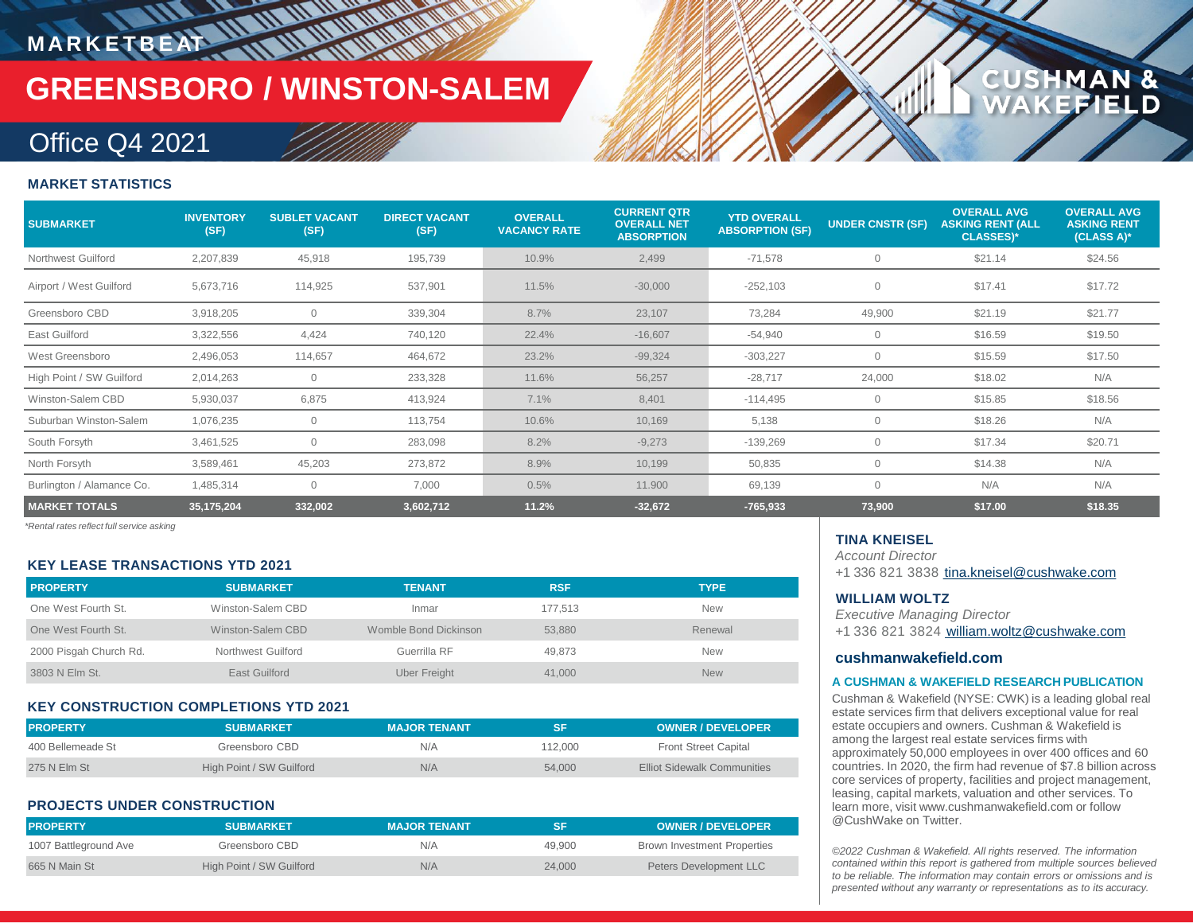MARKETBEAT

# GREENSBORO / WINSTON-SALEM

## Office Q4 2021

### MARKET STATISTICS

| SUBMARKET | INVENTORY (SF) | SUBLET VACANT (SF) | DIRECT VACANT (SF) | OVERALL VACANCY RATE | CURRENT QTR OVERALL NET ABSORPTION | YTD OVERALL ABSORPTION (SF) | UNDER CNSTR (SF) | OVERALL AVG ASKING RENT (ALL CLASSES)* | OVERALL AVG ASKING RENT (CLASS A)* |
|---|---|---|---|---|---|---|---|---|---|
| Northwest Guilford | 2,207,839 | 45,918 | 195,739 | 10.9% | 2,499 | -71,578 | 0 | $21.14 | $24.56 |
| Airport / West Guilford | 5,673,716 | 114,925 | 537,901 | 11.5% | -30,000 | -252,103 | 0 | $17.41 | $17.72 |
| Greensboro CBD | 3,918,205 | 0 | 339,304 | 8.7% | 23,107 | 73,284 | 49,900 | $21.19 | $21.77 |
| East Guilford | 3,322,556 | 4,424 | 740,120 | 22.4% | -16,607 | -54,940 | 0 | $16.59 | $19.50 |
| West Greensboro | 2,496,053 | 114,657 | 464,672 | 23.2% | -99,324 | -303,227 | 0 | $15.59 | $17.50 |
| High Point / SW Guilford | 2,014,263 | 0 | 233,328 | 11.6% | 56,257 | -28,717 | 24,000 | $18.02 | N/A |
| Winston-Salem CBD | 5,930,037 | 6,875 | 413,924 | 7.1% | 8,401 | -114,495 | 0 | $15.85 | $18.56 |
| Suburban Winston-Salem | 1,076,235 | 0 | 113,754 | 10.6% | 10,169 | 5,138 | 0 | $18.26 | N/A |
| South Forsyth | 3,461,525 | 0 | 283,098 | 8.2% | -9,273 | -139,269 | 0 | $17.34 | $20.71 |
| North Forsyth | 3,589,461 | 45,203 | 273,872 | 8.9% | 10,199 | 50,835 | 0 | $14.38 | N/A |
| Burlington / Alamance Co. | 1,485,314 | 0 | 7,000 | 0.5% | 11,900 | 69,139 | 0 | N/A | N/A |
| **MARKET TOTALS** | **35,175,204** | **332,002** | **3,602,712** | **11.2%** | **-32,672** | **-765,933** | **73,900** | **$17.00** | **$18.35** |

*Rental rates reflect full service asking

### KEY LEASE TRANSACTIONS YTD 2021

| PROPERTY | SUBMARKET | TENANT | RSF | TYPE |
|---|---|---|---|---|
| One West Fourth St. | Winston-Salem CBD | Inmar | 177,513 | New |
| One West Fourth St. | Winston-Salem CBD | Womble Bond Dickinson | 53,880 | Renewal |
| 2000 Pisgah Church Rd. | Northwest Guilford | Guerrilla RF | 49,873 | New |
| 3803 N Elm St. | East Guilford | Uber Freight | 41,000 | New |

### KEY CONSTRUCTION COMPLETIONS YTD 2021

| PROPERTY | SUBMARKET | MAJOR TENANT | SF | OWNER / DEVELOPER |
|---|---|---|---|---|
| 400 Bellemeade St | Greensboro CBD | N/A | 112,000 | Front Street Capital |
| 275 N Elm St | High Point / SW Guilford | N/A | 54,000 | Elliot Sidewalk Communities |

### PROJECTS UNDER CONSTRUCTION

| PROPERTY | SUBMARKET | MAJOR TENANT | SF | OWNER / DEVELOPER |
|---|---|---|---|---|
| 1007 Battleground Ave | Greensboro CBD | N/A | 49,900 | Brown Investment Properties |
| 665 N Main St | High Point / SW Guilford | N/A | 24,000 | Peters Development LLC |

**TINA KNEISEL**
*Account Director*
+1 336 821 3838 tina.kneisel@cushwake.com

**WILLIAM WOLTZ**
*Executive Managing Director*
+1 336 821 3824 william.woltz@cushwake.com

**cushmanwakefield.com**

**A CUSHMAN & WAKEFIELD RESEARCH PUBLICATION**

Cushman & Wakefield (NYSE: CWK) is a leading global real estate services firm that delivers exceptional value for real estate occupiers and owners. Cushman & Wakefield is among the largest real estate services firms with approximately 50,000 employees in over 400 offices and 60 countries. In 2020, the firm had revenue of $7.8 billion across core services of property, facilities and project management, leasing, capital markets, valuation and other services. To learn more, visit www.cushmanwakefield.com or follow @CushWake on Twitter.

*©2022 Cushman & Wakefield. All rights reserved. The information contained within this report is gathered from multiple sources believed to be reliable. The information may contain errors or omissions and is presented without any warranty or representations as to its accuracy.*